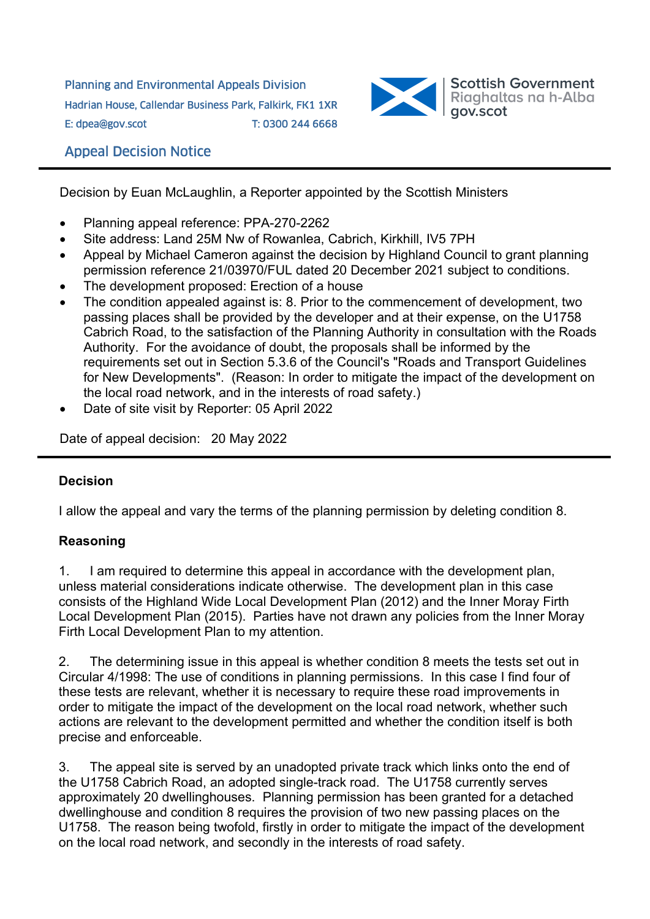Planning and Environmental Appeals Division
Hadrian House, Callendar Business Park, Falkirk, FK1 1XR
E: dpea@gov.scot T: 0300 244 6668

Scottish Government
Riaghaltas na h-Alba
gov.scot

## Appeal Decision Notice

Decision by Euan McLaughlin, a Reporter appointed by the Scottish Ministers

- Planning appeal reference: PPA-270-2262
- Site address: Land 25M Nw of Rowanlea, Cabrich, Kirkhill, IV5 7PH
- Appeal by Michael Cameron against the decision by Highland Council to grant planning permission reference 21/03970/FUL dated 20 December 2021 subject to conditions.
- The development proposed: Erection of a house
- The condition appealed against is: 8. Prior to the commencement of development, two passing places shall be provided by the developer and at their expense, on the U1758 Cabrich Road, to the satisfaction of the Planning Authority in consultation with the Roads Authority. For the avoidance of doubt, the proposals shall be informed by the requirements set out in Section 5.3.6 of the Council's "Roads and Transport Guidelines for New Developments". (Reason: In order to mitigate the impact of the development on the local road network, and in the interests of road safety.)
- Date of site visit by Reporter: 05 April 2022

Date of appeal decision: 20 May 2022

### Decision

I allow the appeal and vary the terms of the planning permission by deleting condition 8.

### Reasoning

1. I am required to determine this appeal in accordance with the development plan, unless material considerations indicate otherwise. The development plan in this case consists of the Highland Wide Local Development Plan (2012) and the Inner Moray Firth Local Development Plan (2015). Parties have not drawn any policies from the Inner Moray Firth Local Development Plan to my attention.

2. The determining issue in this appeal is whether condition 8 meets the tests set out in Circular 4/1998: The use of conditions in planning permissions. In this case I find four of these tests are relevant, whether it is necessary to require these road improvements in order to mitigate the impact of the development on the local road network, whether such actions are relevant to the development permitted and whether the condition itself is both precise and enforceable.

3. The appeal site is served by an unadopted private track which links onto the end of the U1758 Cabrich Road, an adopted single-track road. The U1758 currently serves approximately 20 dwellinghouses. Planning permission has been granted for a detached dwellinghouse and condition 8 requires the provision of two new passing places on the U1758. The reason being twofold, firstly in order to mitigate the impact of the development on the local road network, and secondly in the interests of road safety.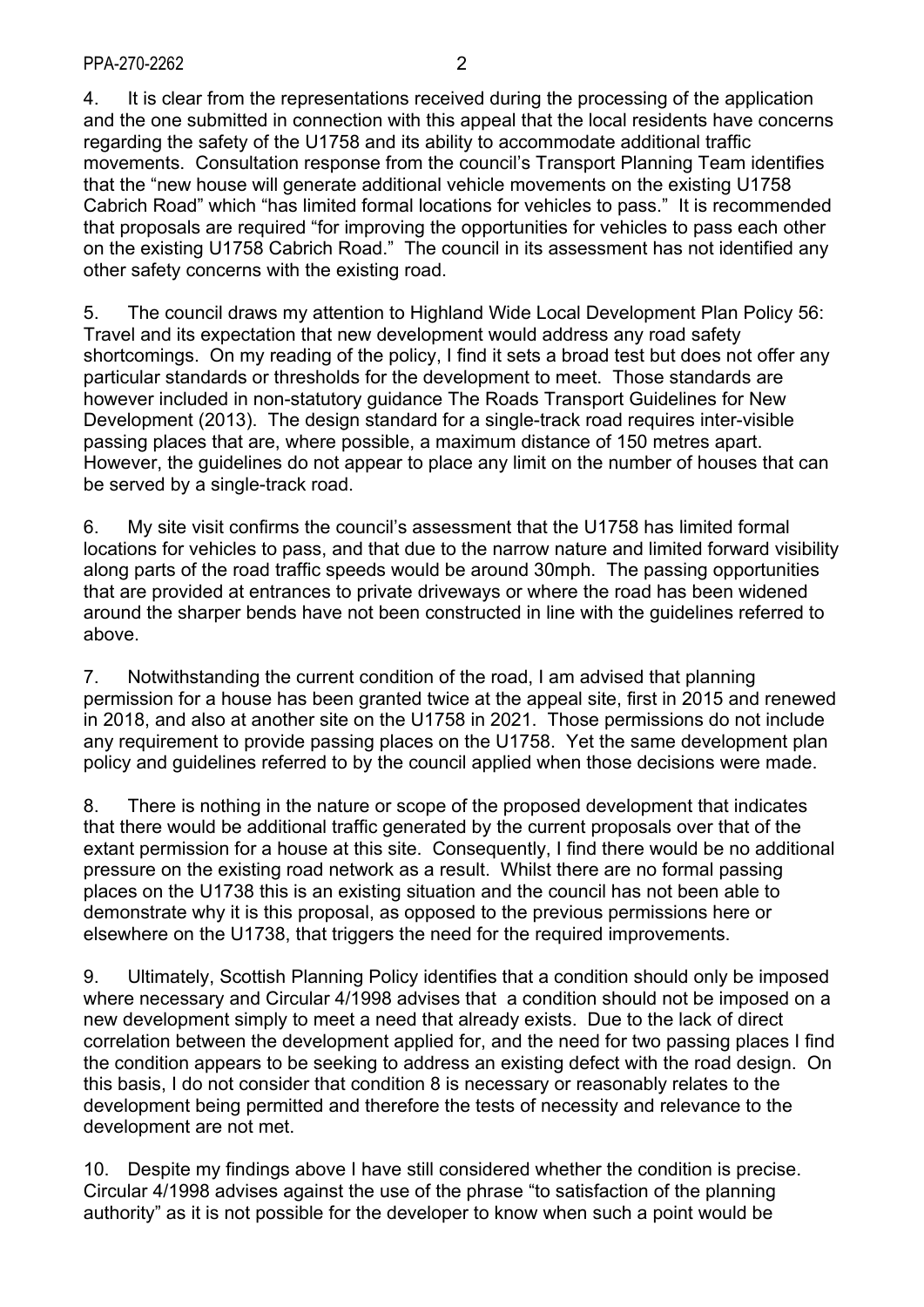4. It is clear from the representations received during the processing of the application and the one submitted in connection with this appeal that the local residents have concerns regarding the safety of the U1758 and its ability to accommodate additional traffic movements. Consultation response from the council's Transport Planning Team identifies that the "new house will generate additional vehicle movements on the existing U1758 Cabrich Road" which "has limited formal locations for vehicles to pass." It is recommended that proposals are required "for improving the opportunities for vehicles to pass each other on the existing U1758 Cabrich Road." The council in its assessment has not identified any other safety concerns with the existing road.

5. The council draws my attention to Highland Wide Local Development Plan Policy 56: Travel and its expectation that new development would address any road safety shortcomings. On my reading of the policy, I find it sets a broad test but does not offer any particular standards or thresholds for the development to meet. Those standards are however included in non-statutory guidance The Roads Transport Guidelines for New Development (2013). The design standard for a single-track road requires inter-visible passing places that are, where possible, a maximum distance of 150 metres apart. However, the guidelines do not appear to place any limit on the number of houses that can be served by a single-track road.

6. My site visit confirms the council's assessment that the U1758 has limited formal locations for vehicles to pass, and that due to the narrow nature and limited forward visibility along parts of the road traffic speeds would be around 30mph. The passing opportunities that are provided at entrances to private driveways or where the road has been widened around the sharper bends have not been constructed in line with the guidelines referred to above.

7. Notwithstanding the current condition of the road, I am advised that planning permission for a house has been granted twice at the appeal site, first in 2015 and renewed in 2018, and also at another site on the U1758 in 2021. Those permissions do not include any requirement to provide passing places on the U1758. Yet the same development plan policy and guidelines referred to by the council applied when those decisions were made.

8. There is nothing in the nature or scope of the proposed development that indicates that there would be additional traffic generated by the current proposals over that of the extant permission for a house at this site. Consequently, I find there would be no additional pressure on the existing road network as a result. Whilst there are no formal passing places on the U1738 this is an existing situation and the council has not been able to demonstrate why it is this proposal, as opposed to the previous permissions here or elsewhere on the U1738, that triggers the need for the required improvements.

9. Ultimately, Scottish Planning Policy identifies that a condition should only be imposed where necessary and Circular 4/1998 advises that a condition should not be imposed on a new development simply to meet a need that already exists. Due to the lack of direct correlation between the development applied for, and the need for two passing places I find the condition appears to be seeking to address an existing defect with the road design. On this basis, I do not consider that condition 8 is necessary or reasonably relates to the development being permitted and therefore the tests of necessity and relevance to the development are not met.

10. Despite my findings above I have still considered whether the condition is precise. Circular 4/1998 advises against the use of the phrase "to satisfaction of the planning authority" as it is not possible for the developer to know when such a point would be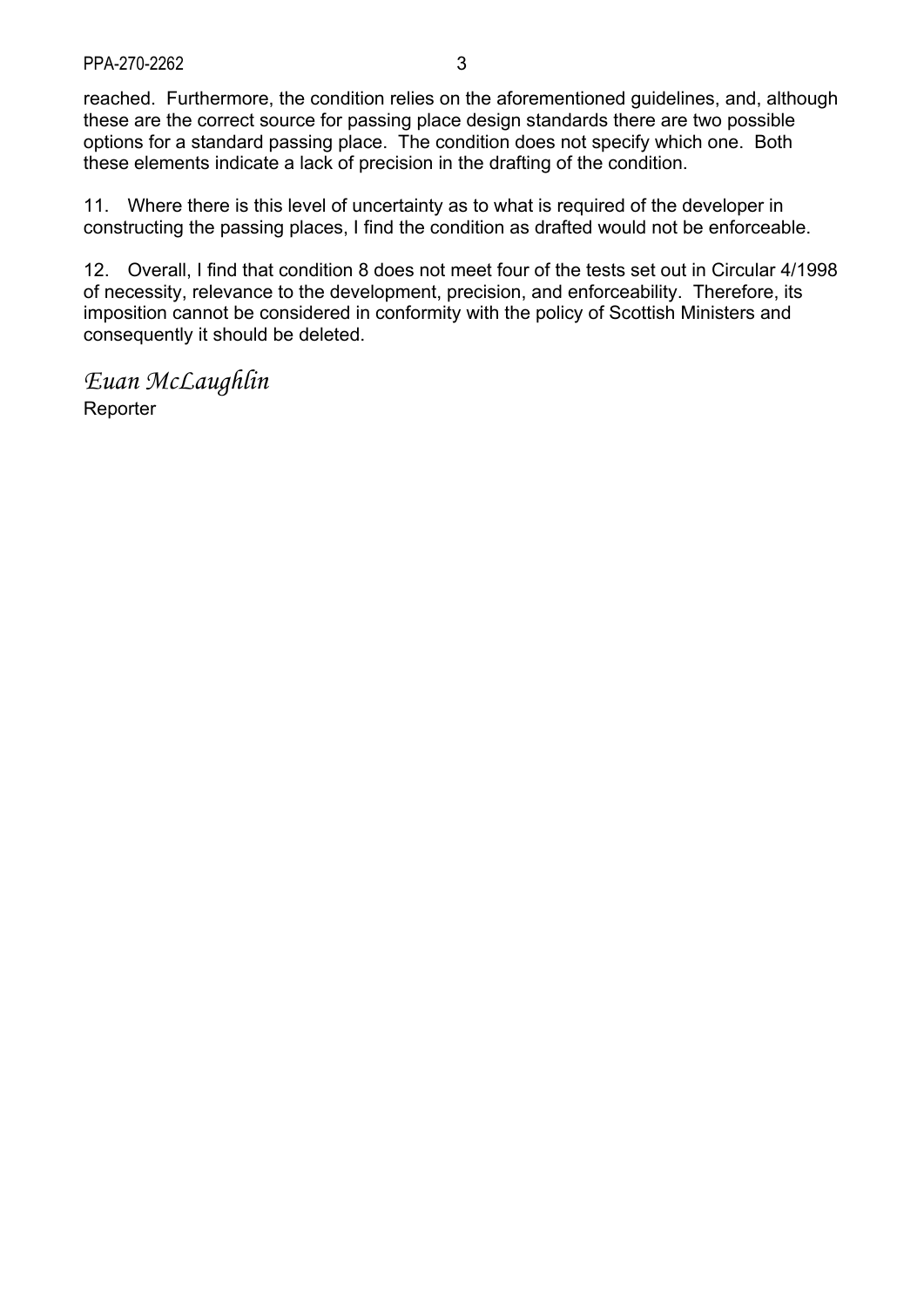reached. Furthermore, the condition relies on the aforementioned guidelines, and, although these are the correct source for passing place design standards there are two possible options for a standard passing place. The condition does not specify which one. Both these elements indicate a lack of precision in the drafting of the condition.

11. Where there is this level of uncertainty as to what is required of the developer in constructing the passing places, I find the condition as drafted would not be enforceable.

12. Overall, I find that condition 8 does not meet four of the tests set out in Circular 4/1998 of necessity, relevance to the development, precision, and enforceability. Therefore, its imposition cannot be considered in conformity with the policy of Scottish Ministers and consequently it should be deleted.

*Euan McLaughlin*
Reporter